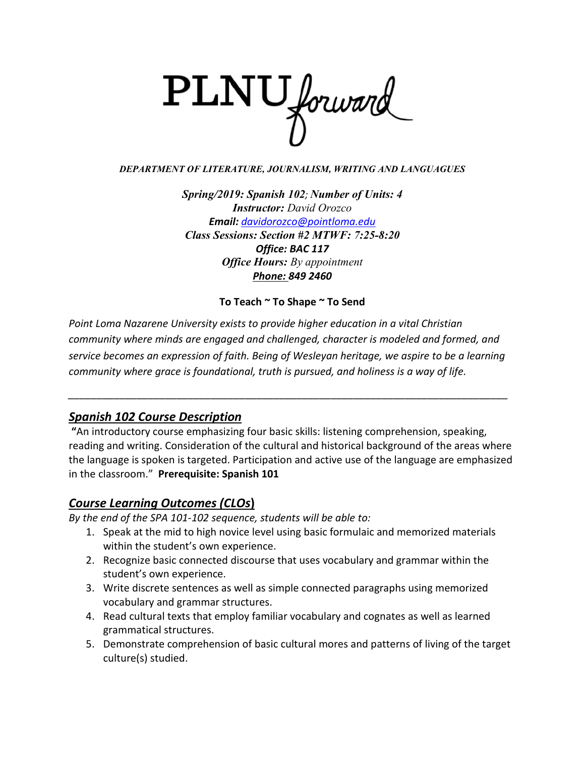PLNU forward

***DEPARTMENT OF LITERATURE, JOURNALISM, WRITING AND LANGUAGUES***

***Spring/2019: Spanish 102; Number of Units: 4***
***Instructor:*** *David Orozco*
***Email:*** *davidorozco@pointloma.edu*
***Class Sessions: Section #2 MTWF: 7:25-8:20***
***Office: BAC 117***
***Office Hours:*** *By appointment*
***Phone: 849 2460***

**To Teach ~ To Shape ~ To Send**

*Point Loma Nazarene University exists to provide higher education in a vital Christian community where minds are engaged and challenged, character is modeled and formed, and service becomes an expression of faith. Being of Wesleyan heritage, we aspire to be a learning community where grace is foundational, truth is pursued, and holiness is a way of life.*

---

## *Spanish 102 Course Description*

**"**An introductory course emphasizing four basic skills: listening comprehension, speaking, reading and writing. Consideration of the cultural and historical background of the areas where the language is spoken is targeted. Participation and active use of the language are emphasized in the classroom." **Prerequisite: Spanish 101**

## *Course Learning Outcomes (CLOs)*

*By the end of the SPA 101-102 sequence, students will be able to:*

1. Speak at the mid to high novice level using basic formulaic and memorized materials within the student's own experience.
2. Recognize basic connected discourse that uses vocabulary and grammar within the student's own experience.
3. Write discrete sentences as well as simple connected paragraphs using memorized vocabulary and grammar structures.
4. Read cultural texts that employ familiar vocabulary and cognates as well as learned grammatical structures.
5. Demonstrate comprehension of basic cultural mores and patterns of living of the target culture(s) studied.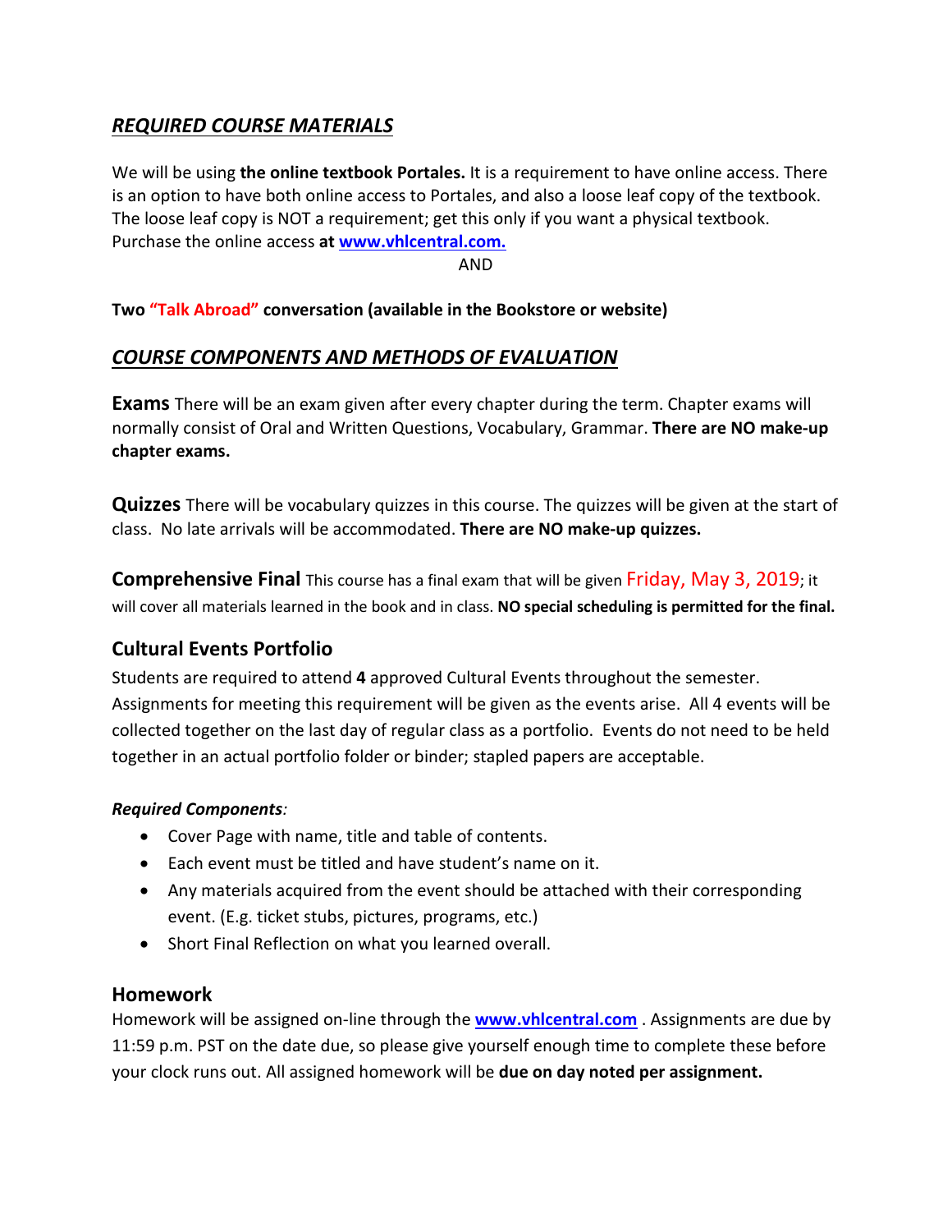## *REQUIRED COURSE MATERIALS*

We will be using **the online textbook Portales.** It is a requirement to have online access. There is an option to have both online access to Portales, and also a loose leaf copy of the textbook. The loose leaf copy is NOT a requirement; get this only if you want a physical textbook. Purchase the online access **at [www.vhlcentral.com.](http://www.vhlcentral.com)**

AND

**Two "Talk Abroad" conversation (available in the Bookstore or website)**

## *COURSE COMPONENTS AND METHODS OF EVALUATION*

**Exams** There will be an exam given after every chapter during the term. Chapter exams will normally consist of Oral and Written Questions, Vocabulary, Grammar. **There are NO make-up chapter exams.**

**Quizzes** There will be vocabulary quizzes in this course. The quizzes will be given at the start of class. No late arrivals will be accommodated. **There are NO make-up quizzes.**

**Comprehensive Final** This course has a final exam that will be given Friday, May 3, 2019; it will cover all materials learned in the book and in class. **NO special scheduling is permitted for the final.**

### Cultural Events Portfolio

Students are required to attend **4** approved Cultural Events throughout the semester. Assignments for meeting this requirement will be given as the events arise. All 4 events will be collected together on the last day of regular class as a portfolio. Events do not need to be held together in an actual portfolio folder or binder; stapled papers are acceptable.

***Required Components:***

- Cover Page with name, title and table of contents.
- Each event must be titled and have student's name on it.
- Any materials acquired from the event should be attached with their corresponding event. (E.g. ticket stubs, pictures, programs, etc.)
- Short Final Reflection on what you learned overall.

### Homework

Homework will be assigned on-line through the **[www.vhlcentral.com](http://www.vhlcentral.com)** . Assignments are due by 11:59 p.m. PST on the date due, so please give yourself enough time to complete these before your clock runs out. All assigned homework will be **due on day noted per assignment.**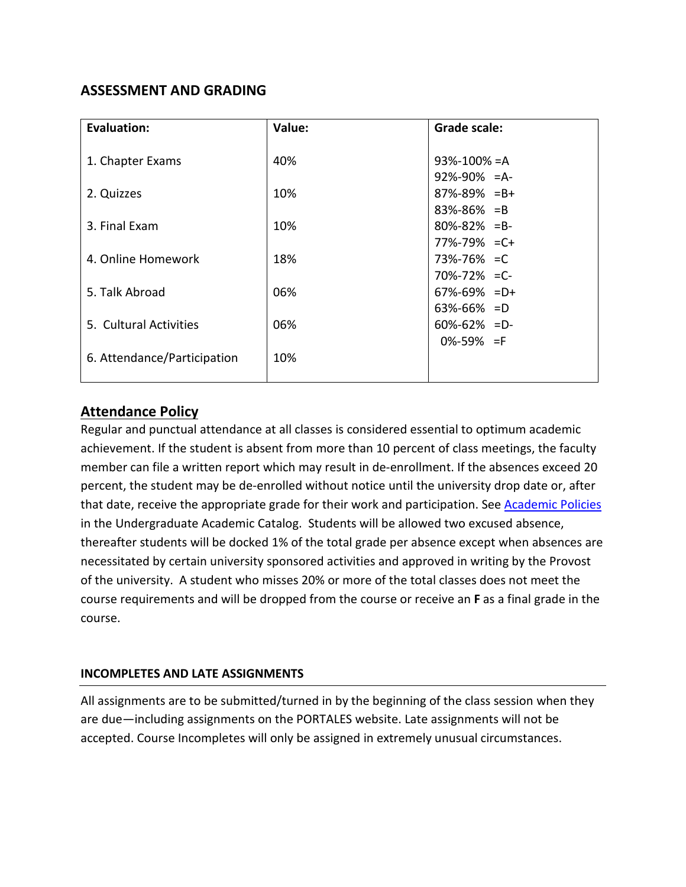## ASSESSMENT AND GRADING

| Evaluation: | Value: | Grade scale: |
|---|---|---|
| 1. Chapter Exams | 40% | 93%-100% =A<br>92%-90% =A- |
| 2. Quizzes | 10% | 87%-89% =B+<br>83%-86% =B |
| 3. Final Exam | 10% | 80%-82% =B-<br>77%-79% =C+ |
| 4. Online Homework | 18% | 73%-76% =C<br>70%-72% =C- |
| 5. Talk Abroad | 06% | 67%-69% =D+<br>63%-66% =D |
| 5. Cultural Activities | 06% | 60%-62% =D-<br>0%-59% =F |
| 6. Attendance/Participation | 10% | |

## Attendance Policy

Regular and punctual attendance at all classes is considered essential to optimum academic achievement. If the student is absent from more than 10 percent of class meetings, the faculty member can file a written report which may result in de-enrollment. If the absences exceed 20 percent, the student may be de-enrolled without notice until the university drop date or, after that date, receive the appropriate grade for their work and participation. See Academic Policies in the Undergraduate Academic Catalog. Students will be allowed two excused absence, thereafter students will be docked 1% of the total grade per absence except when absences are necessitated by certain university sponsored activities and approved in writing by the Provost of the university. A student who misses 20% or more of the total classes does not meet the course requirements and will be dropped from the course or receive an **F** as a final grade in the course.

### INCOMPLETES AND LATE ASSIGNMENTS

All assignments are to be submitted/turned in by the beginning of the class session when they are due—including assignments on the PORTALES website. Late assignments will not be accepted. Course Incompletes will only be assigned in extremely unusual circumstances.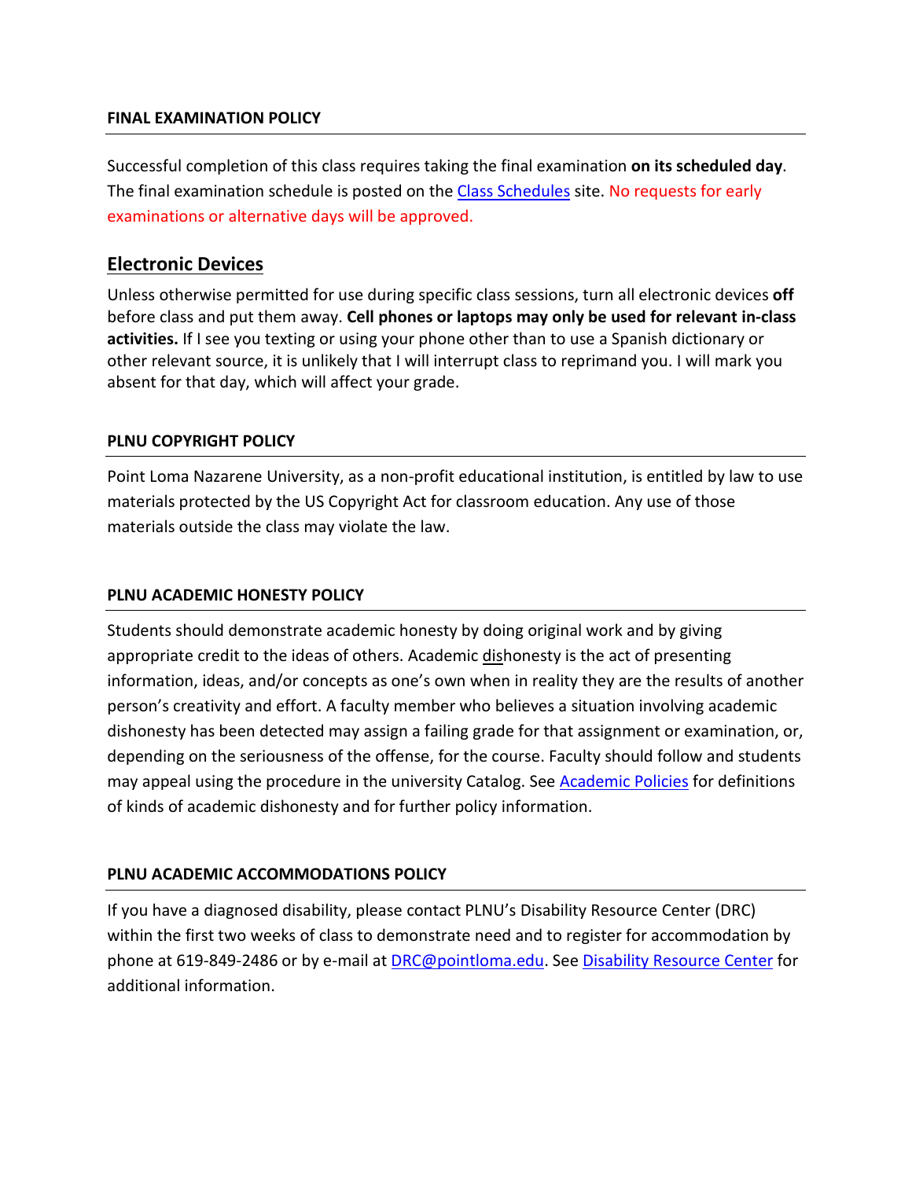#### FINAL EXAMINATION POLICY

Successful completion of this class requires taking the final examination **on its scheduled day**. The final examination schedule is posted on the [Class Schedules](#) site. No requests for early examinations or alternative days will be approved.

## Electronic Devices

Unless otherwise permitted for use during specific class sessions, turn all electronic devices **off** before class and put them away. **Cell phones or laptops may only be used for relevant in-class activities.** If I see you texting or using your phone other than to use a Spanish dictionary or other relevant source, it is unlikely that I will interrupt class to reprimand you. I will mark you absent for that day, which will affect your grade.

#### PLNU COPYRIGHT POLICY

Point Loma Nazarene University, as a non-profit educational institution, is entitled by law to use materials protected by the US Copyright Act for classroom education. Any use of those materials outside the class may violate the law.

#### PLNU ACADEMIC HONESTY POLICY

Students should demonstrate academic honesty by doing original work and by giving appropriate credit to the ideas of others. Academic dishonesty is the act of presenting information, ideas, and/or concepts as one's own when in reality they are the results of another person's creativity and effort. A faculty member who believes a situation involving academic dishonesty has been detected may assign a failing grade for that assignment or examination, or, depending on the seriousness of the offense, for the course. Faculty should follow and students may appeal using the procedure in the university Catalog. See [Academic Policies](#) for definitions of kinds of academic dishonesty and for further policy information.

#### PLNU ACADEMIC ACCOMMODATIONS POLICY

If you have a diagnosed disability, please contact PLNU's Disability Resource Center (DRC) within the first two weeks of class to demonstrate need and to register for accommodation by phone at 619-849-2486 or by e-mail at [DRC@pointloma.edu](mailto:DRC@pointloma.edu). See [Disability Resource Center](#) for additional information.